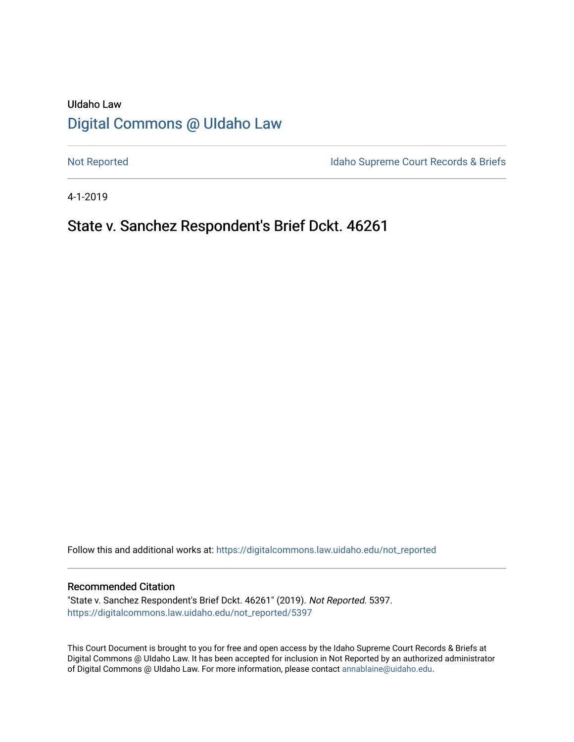UIdaho Law

# Digital Commons @ UIdaho Law

Not Reported

Idaho Supreme Court Records & Briefs

4-1-2019

## State v. Sanchez Respondent's Brief Dckt. 46261

Follow this and additional works at: https://digitalcommons.law.uidaho.edu/not_reported

### Recommended Citation

"State v. Sanchez Respondent's Brief Dckt. 46261" (2019). *Not Reported*. 5397.
https://digitalcommons.law.uidaho.edu/not_reported/5397

This Court Document is brought to you for free and open access by the Idaho Supreme Court Records & Briefs at Digital Commons @ UIdaho Law. It has been accepted for inclusion in Not Reported by an authorized administrator of Digital Commons @ UIdaho Law. For more information, please contact annablaine@uidaho.edu.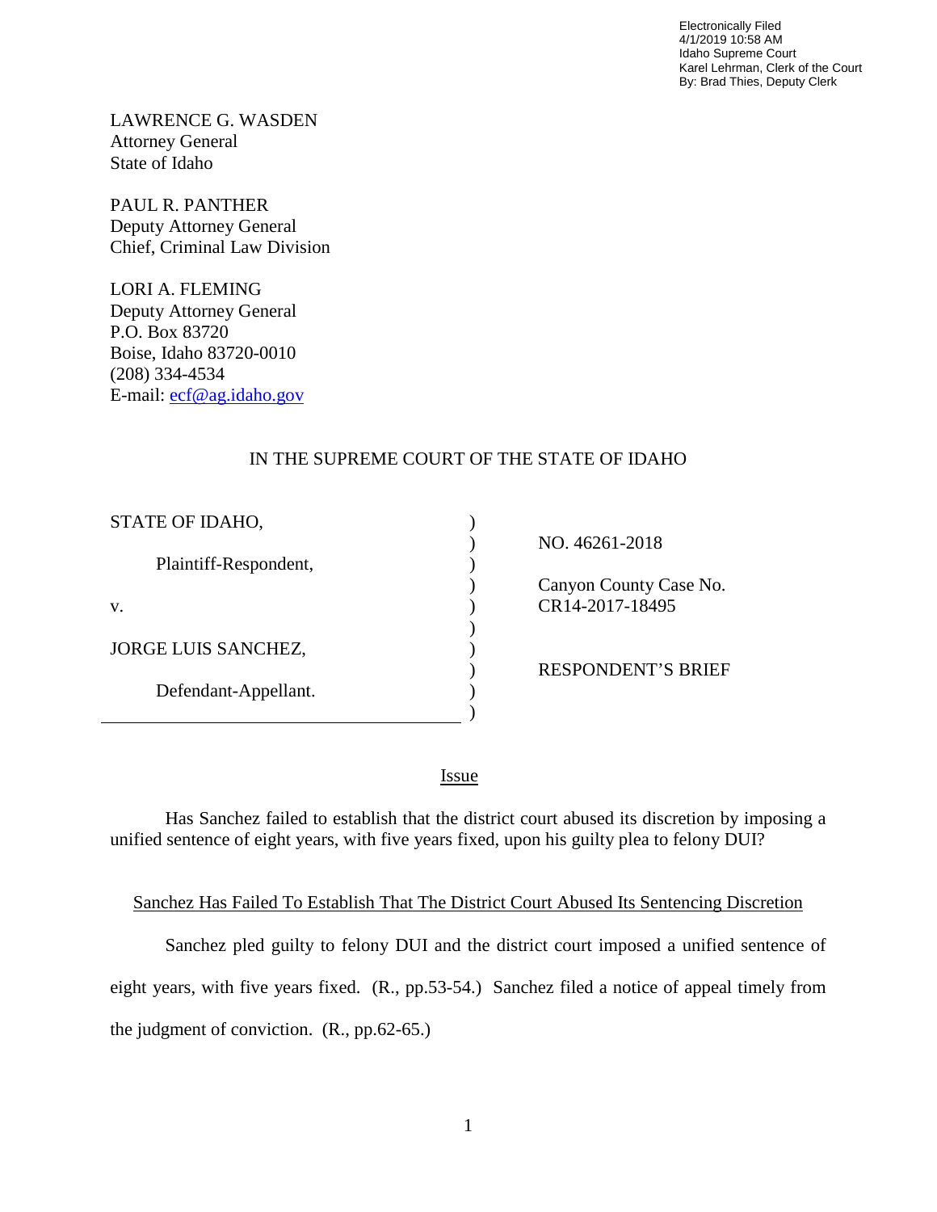Electronically Filed
4/1/2019 10:58 AM
Idaho Supreme Court
Karel Lehrman, Clerk of the Court
By: Brad Thies, Deputy Clerk

LAWRENCE G. WASDEN
Attorney General
State of Idaho

PAUL R. PANTHER
Deputy Attorney General
Chief, Criminal Law Division

LORI A. FLEMING
Deputy Attorney General
P.O. Box 83720
Boise, Idaho 83720-0010
(208) 334-4534
E-mail: ecf@ag.idaho.gov

IN THE SUPREME COURT OF THE STATE OF IDAHO

| | | |
|---|---|---|
| STATE OF IDAHO, | ) | |
| | ) | NO. 46261-2018 |
| Plaintiff-Respondent, | ) | |
| | ) | Canyon County Case No. |
| v. | ) | CR14-2017-18495 |
| | ) | |
| JORGE LUIS SANCHEZ, | ) | |
| | ) | RESPONDENT'S BRIEF |
| Defendant-Appellant. | ) | |
| | ) | |

## Issue

Has Sanchez failed to establish that the district court abused its discretion by imposing a unified sentence of eight years, with five years fixed, upon his guilty plea to felony DUI?

## Sanchez Has Failed To Establish That The District Court Abused Its Sentencing Discretion

Sanchez pled guilty to felony DUI and the district court imposed a unified sentence of eight years, with five years fixed. (R., pp.53-54.) Sanchez filed a notice of appeal timely from the judgment of conviction. (R., pp.62-65.)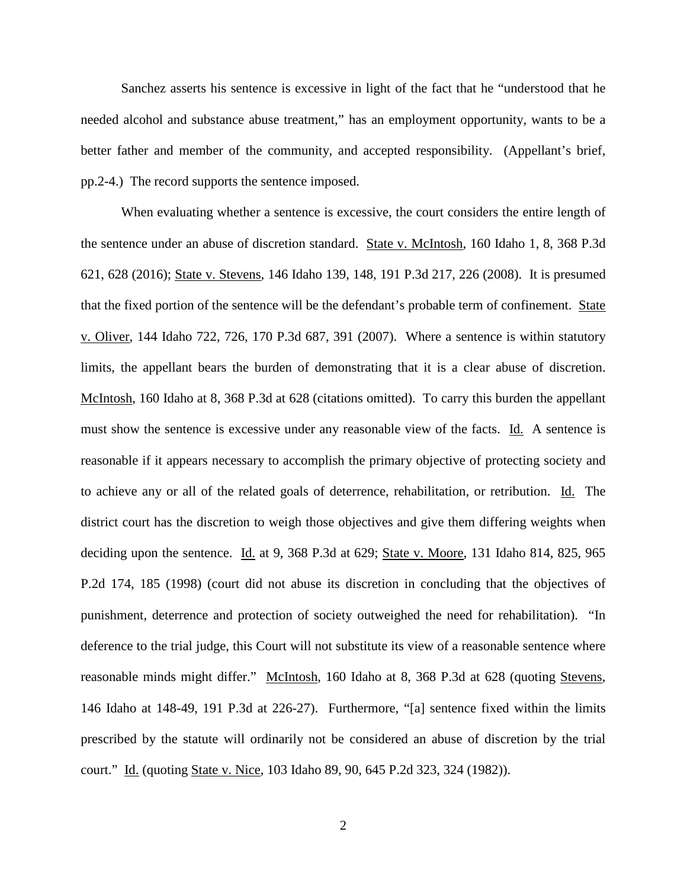Sanchez asserts his sentence is excessive in light of the fact that he "understood that he needed alcohol and substance abuse treatment," has an employment opportunity, wants to be a better father and member of the community, and accepted responsibility. (Appellant's brief, pp.2-4.) The record supports the sentence imposed.

When evaluating whether a sentence is excessive, the court considers the entire length of the sentence under an abuse of discretion standard. State v. McIntosh, 160 Idaho 1, 8, 368 P.3d 621, 628 (2016); State v. Stevens, 146 Idaho 139, 148, 191 P.3d 217, 226 (2008). It is presumed that the fixed portion of the sentence will be the defendant's probable term of confinement. State v. Oliver, 144 Idaho 722, 726, 170 P.3d 687, 391 (2007). Where a sentence is within statutory limits, the appellant bears the burden of demonstrating that it is a clear abuse of discretion. McIntosh, 160 Idaho at 8, 368 P.3d at 628 (citations omitted). To carry this burden the appellant must show the sentence is excessive under any reasonable view of the facts. Id. A sentence is reasonable if it appears necessary to accomplish the primary objective of protecting society and to achieve any or all of the related goals of deterrence, rehabilitation, or retribution. Id. The district court has the discretion to weigh those objectives and give them differing weights when deciding upon the sentence. Id. at 9, 368 P.3d at 629; State v. Moore, 131 Idaho 814, 825, 965 P.2d 174, 185 (1998) (court did not abuse its discretion in concluding that the objectives of punishment, deterrence and protection of society outweighed the need for rehabilitation). "In deference to the trial judge, this Court will not substitute its view of a reasonable sentence where reasonable minds might differ." McIntosh, 160 Idaho at 8, 368 P.3d at 628 (quoting Stevens, 146 Idaho at 148-49, 191 P.3d at 226-27). Furthermore, "[a] sentence fixed within the limits prescribed by the statute will ordinarily not be considered an abuse of discretion by the trial court." Id. (quoting State v. Nice, 103 Idaho 89, 90, 645 P.2d 323, 324 (1982)).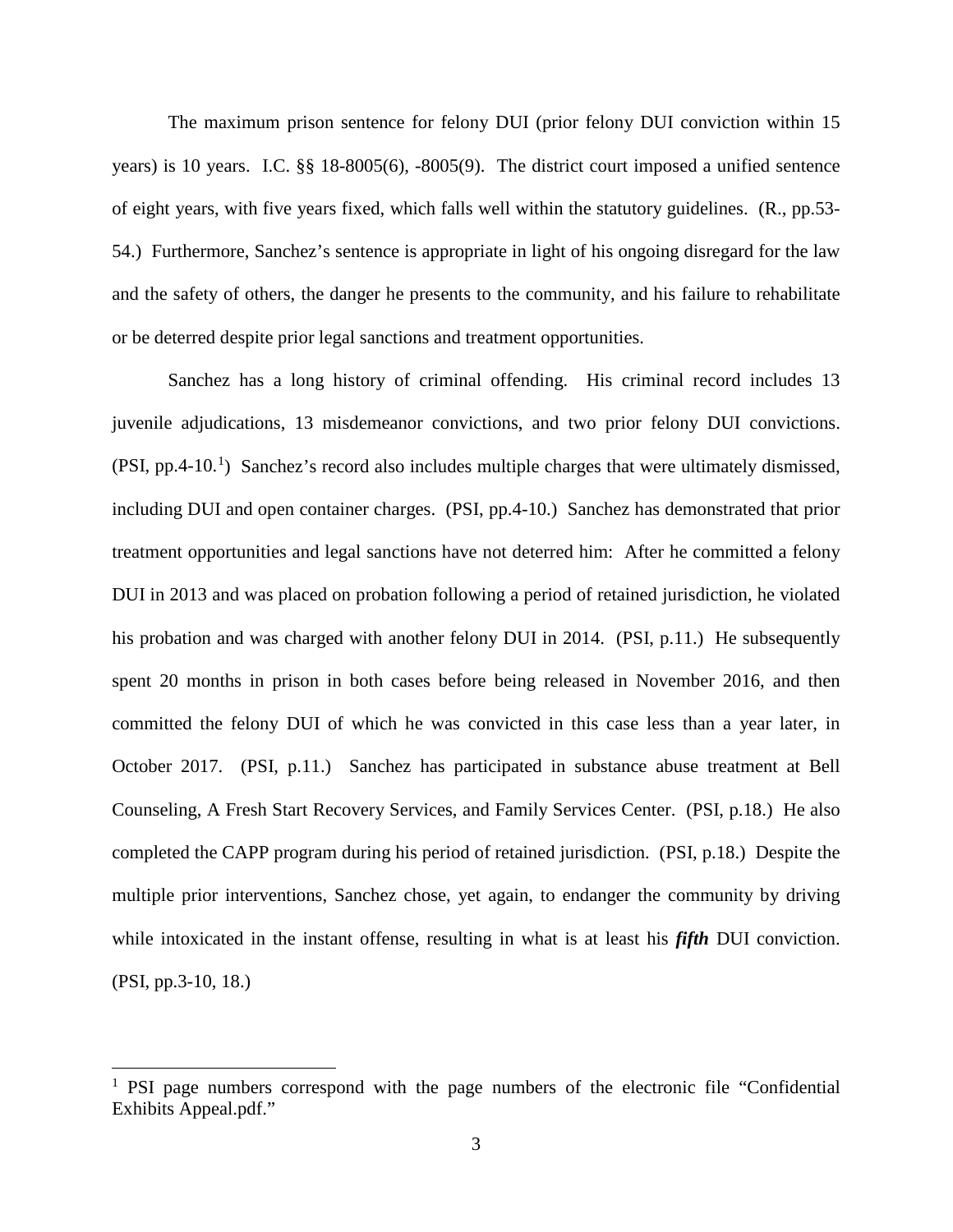The maximum prison sentence for felony DUI (prior felony DUI conviction within 15 years) is 10 years. I.C. §§ 18-8005(6), -8005(9). The district court imposed a unified sentence of eight years, with five years fixed, which falls well within the statutory guidelines. (R., pp.53-54.) Furthermore, Sanchez's sentence is appropriate in light of his ongoing disregard for the law and the safety of others, the danger he presents to the community, and his failure to rehabilitate or be deterred despite prior legal sanctions and treatment opportunities.

Sanchez has a long history of criminal offending. His criminal record includes 13 juvenile adjudications, 13 misdemeanor convictions, and two prior felony DUI convictions. (PSI, pp.4-10.[1]) Sanchez's record also includes multiple charges that were ultimately dismissed, including DUI and open container charges. (PSI, pp.4-10.) Sanchez has demonstrated that prior treatment opportunities and legal sanctions have not deterred him: After he committed a felony DUI in 2013 and was placed on probation following a period of retained jurisdiction, he violated his probation and was charged with another felony DUI in 2014. (PSI, p.11.) He subsequently spent 20 months in prison in both cases before being released in November 2016, and then committed the felony DUI of which he was convicted in this case less than a year later, in October 2017. (PSI, p.11.) Sanchez has participated in substance abuse treatment at Bell Counseling, A Fresh Start Recovery Services, and Family Services Center. (PSI, p.18.) He also completed the CAPP program during his period of retained jurisdiction. (PSI, p.18.) Despite the multiple prior interventions, Sanchez chose, yet again, to endanger the community by driving while intoxicated in the instant offense, resulting in what is at least his ***fifth*** DUI conviction. (PSI, pp.3-10, 18.)

---

[1] PSI page numbers correspond with the page numbers of the electronic file "Confidential Exhibits Appeal.pdf."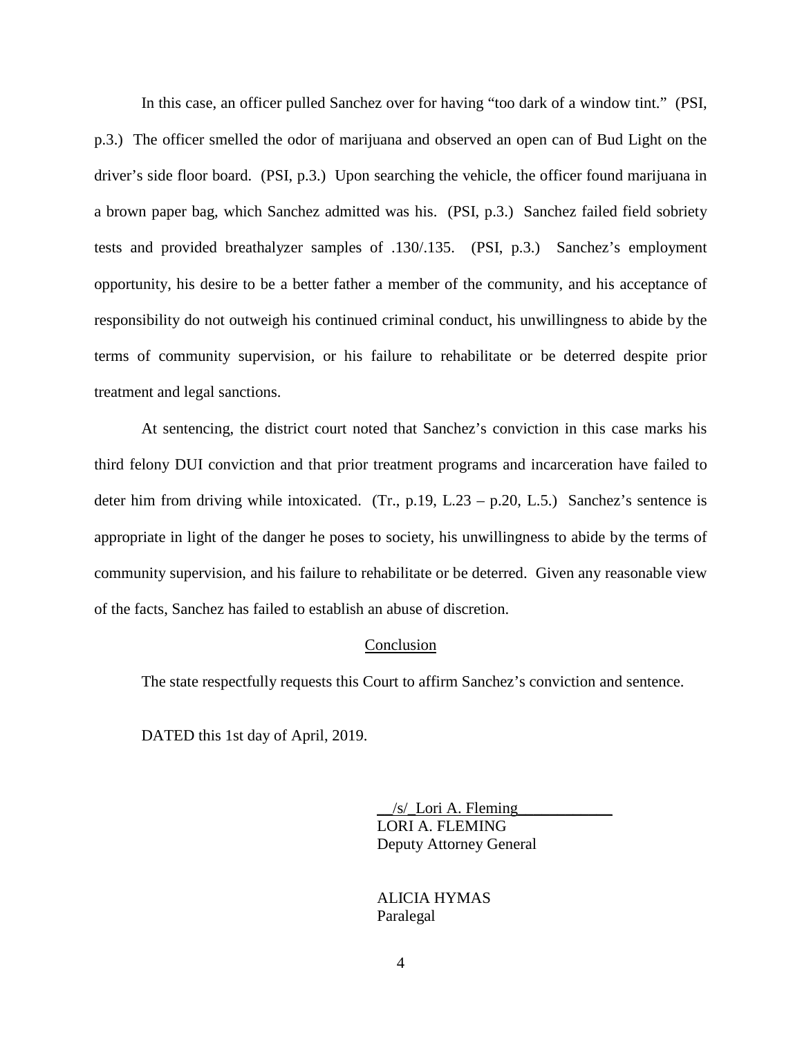In this case, an officer pulled Sanchez over for having "too dark of a window tint." (PSI, p.3.) The officer smelled the odor of marijuana and observed an open can of Bud Light on the driver's side floor board. (PSI, p.3.) Upon searching the vehicle, the officer found marijuana in a brown paper bag, which Sanchez admitted was his. (PSI, p.3.) Sanchez failed field sobriety tests and provided breathalyzer samples of .130/.135. (PSI, p.3.) Sanchez's employment opportunity, his desire to be a better father a member of the community, and his acceptance of responsibility do not outweigh his continued criminal conduct, his unwillingness to abide by the terms of community supervision, or his failure to rehabilitate or be deterred despite prior treatment and legal sanctions.

At sentencing, the district court noted that Sanchez's conviction in this case marks his third felony DUI conviction and that prior treatment programs and incarceration have failed to deter him from driving while intoxicated. (Tr., p.19, L.23 – p.20, L.5.) Sanchez's sentence is appropriate in light of the danger he poses to society, his unwillingness to abide by the terms of community supervision, and his failure to rehabilitate or be deterred. Given any reasonable view of the facts, Sanchez has failed to establish an abuse of discretion.

## Conclusion

The state respectfully requests this Court to affirm Sanchez's conviction and sentence.

DATED this 1st day of April, 2019.

/s/ Lori A. Fleming
LORI A. FLEMING
Deputy Attorney General

ALICIA HYMAS
Paralegal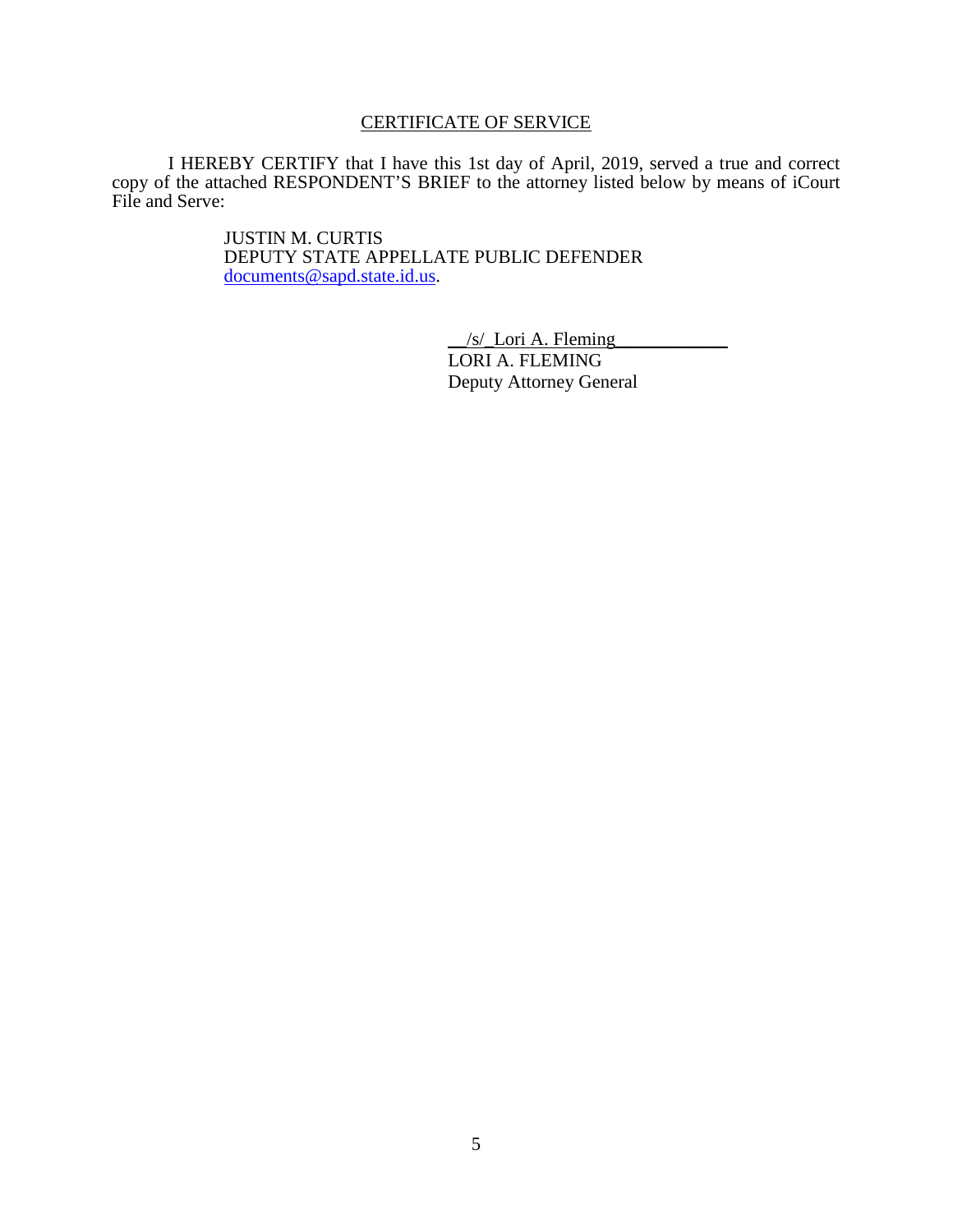## CERTIFICATE OF SERVICE

I HEREBY CERTIFY that I have this 1st day of April, 2019, served a true and correct copy of the attached RESPONDENT'S BRIEF to the attorney listed below by means of iCourt File and Serve:

JUSTIN M. CURTIS
DEPUTY STATE APPELLATE PUBLIC DEFENDER
documents@sapd.state.id.us.

/s/ Lori A. Fleming
LORI A. FLEMING
Deputy Attorney General